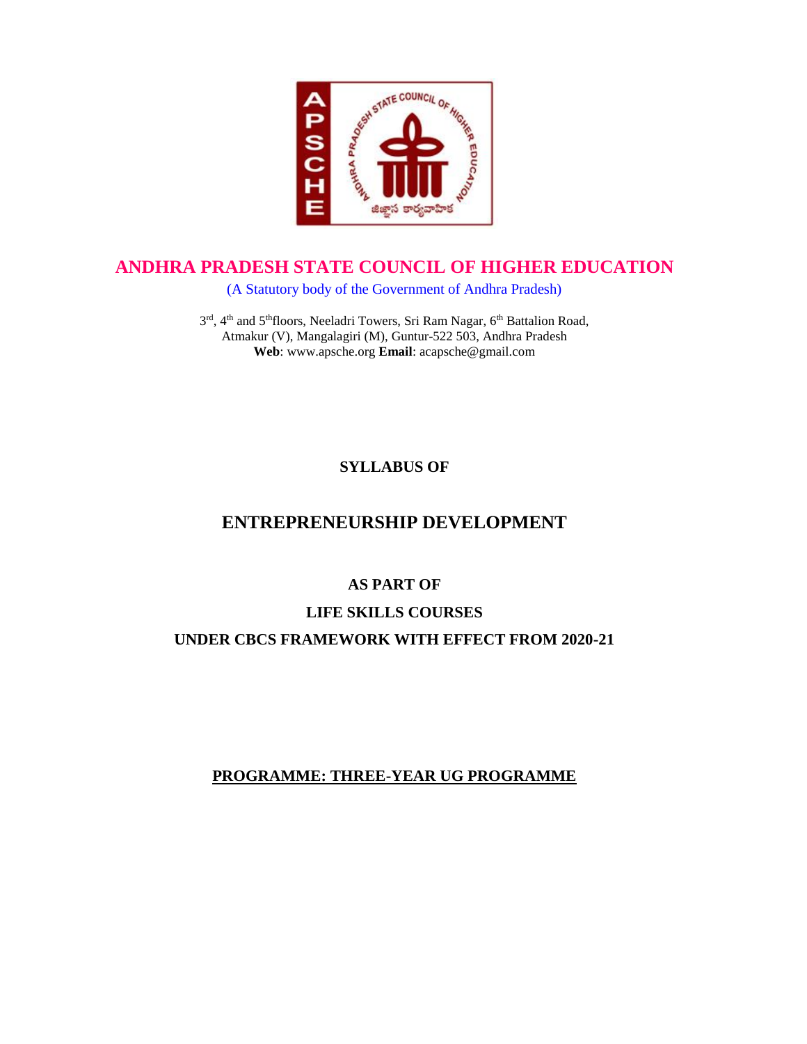# ANDHRA PRADESH STATE COUNCIL OF HIGHER EDUCATION

(A Statutory body of the Government of Andhra Pradesh)

3rd, 4th and 5th floors, Neeladri Towers, Sri Ram Nagar, 6th Battalion Road,
Atmakur (V), Mangalagiri (M), Guntur-522 503, Andhra Pradesh
**Web**: www.apsche.org **Email**: acapsche@gmail.com

**SYLLABUS OF**

## ENTREPRENEURSHIP DEVELOPMENT

**AS PART OF**

**LIFE SKILLS COURSES**

**UNDER CBCS FRAMEWORK WITH EFFECT FROM 2020-21**

**PROGRAMME: THREE-YEAR UG PROGRAMME**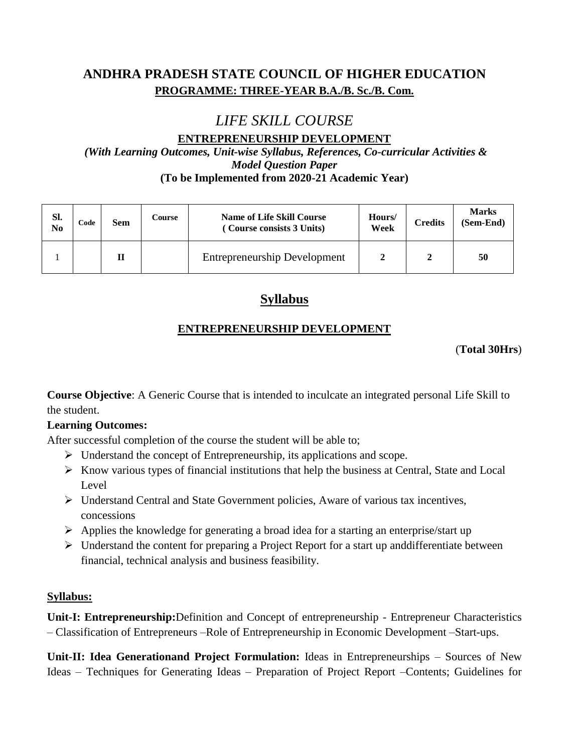# ANDHRA PRADESH STATE COUNCIL OF HIGHER EDUCATION

**PROGRAMME: THREE-YEAR B.A./B. Sc./B. Com.**

## *LIFE SKILL COURSE*

**ENTREPRENEURSHIP DEVELOPMENT**

***(With Learning Outcomes, Unit-wise Syllabus, References, Co-curricular Activities & Model Question Paper***

**(To be Implemented from 2020-21 Academic Year)**

| Sl. No | Code | Sem | Course | Name of Life Skill Course ( Course consists 3 Units) | Hours/ Week | Credits | Marks (Sem-End) |
|---|---|---|---|---|---|---|---|
| 1 | | **II** | | Entrepreneurship Development | **2** | **2** | **50** |

## Syllabus

**ENTREPRENEURSHIP DEVELOPMENT**

(**Total 30Hrs**)

**Course Objective**: A Generic Course that is intended to inculcate an integrated personal Life Skill to the student.

**Learning Outcomes:**

After successful completion of the course the student will be able to;

- Understand the concept of Entrepreneurship, its applications and scope.
- Know various types of financial institutions that help the business at Central, State and Local Level
- Understand Central and State Government policies, Aware of various tax incentives, concessions
- Applies the knowledge for generating a broad idea for a starting an enterprise/start up
- Understand the content for preparing a Project Report for a start up anddifferentiate between financial, technical analysis and business feasibility.

**Syllabus:**

**Unit-I: Entrepreneurship:**Definition and Concept of entrepreneurship - Entrepreneur Characteristics – Classification of Entrepreneurs –Role of Entrepreneurship in Economic Development –Start-ups.

**Unit-II: Idea Generationand Project Formulation:** Ideas in Entrepreneurships – Sources of New Ideas – Techniques for Generating Ideas – Preparation of Project Report –Contents; Guidelines for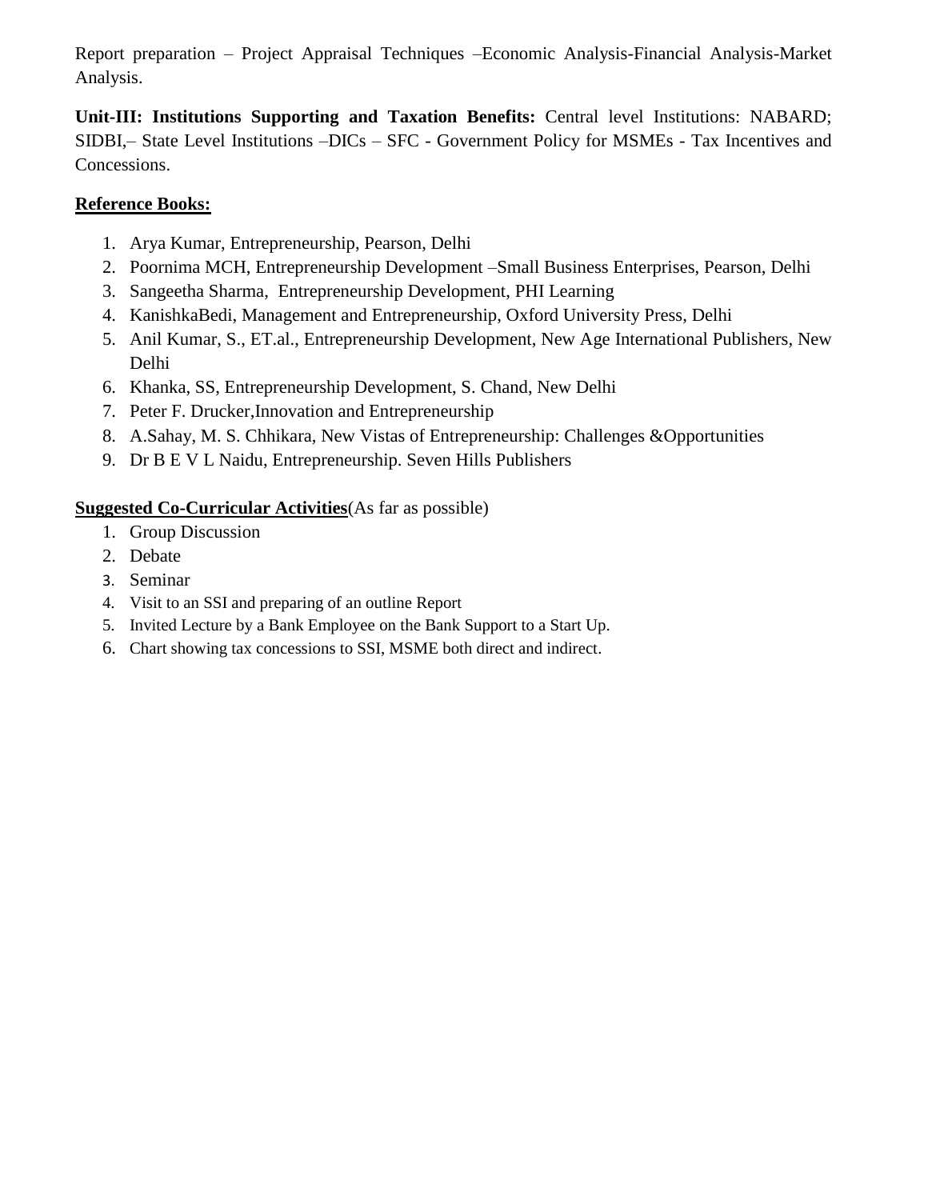Report preparation – Project Appraisal Techniques –Economic Analysis-Financial Analysis-Market Analysis.

**Unit-III: Institutions Supporting and Taxation Benefits:** Central level Institutions: NABARD; SIDBI,– State Level Institutions –DICs – SFC - Government Policy for MSMEs - Tax Incentives and Concessions.

**Reference Books:**

1. Arya Kumar, Entrepreneurship, Pearson, Delhi
2. Poornima MCH, Entrepreneurship Development –Small Business Enterprises, Pearson, Delhi
3. Sangeetha Sharma, Entrepreneurship Development, PHI Learning
4. KanishkaBedi, Management and Entrepreneurship, Oxford University Press, Delhi
5. Anil Kumar, S., ET.al., Entrepreneurship Development, New Age International Publishers, New Delhi
6. Khanka, SS, Entrepreneurship Development, S. Chand, New Delhi
7. Peter F. Drucker,Innovation and Entrepreneurship
8. A.Sahay, M. S. Chhikara, New Vistas of Entrepreneurship: Challenges &Opportunities
9. Dr B E V L Naidu, Entrepreneurship. Seven Hills Publishers

**Suggested Co-Curricular Activities**(As far as possible)

1. Group Discussion
2. Debate
3. Seminar
4. Visit to an SSI and preparing of an outline Report
5. Invited Lecture by a Bank Employee on the Bank Support to a Start Up.
6. Chart showing tax concessions to SSI, MSME both direct and indirect.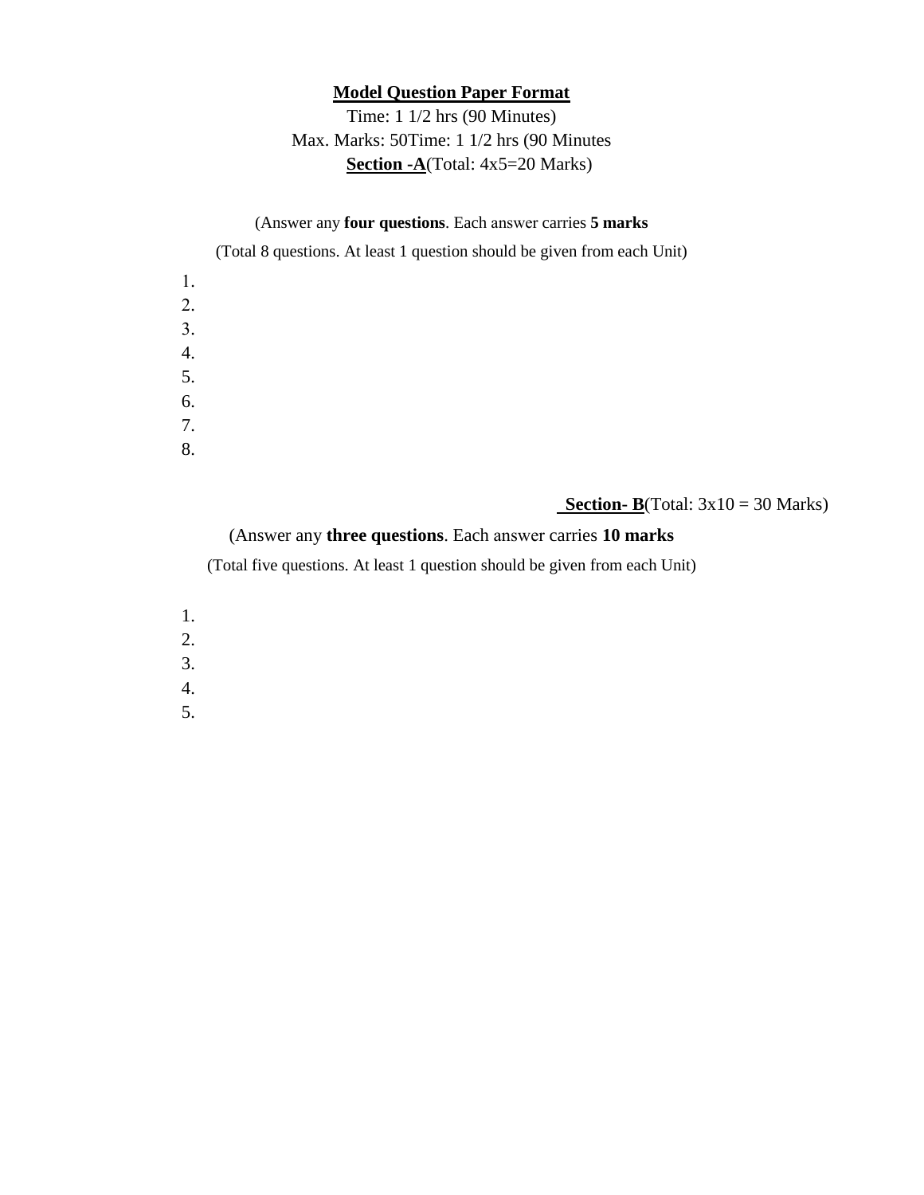**Model Question Paper Format**

Time: 1 1/2 hrs (90 Minutes)

Max. Marks: 50Time: 1 1/2 hrs (90 Minutes

**Section -A**(Total: 4x5=20 Marks)

(Answer any **four questions**. Each answer carries **5 marks**

(Total 8 questions. At least 1 question should be given from each Unit)

1.
2.
3.
4.
5.
6.
7.
8.

**Section- B**(Total: 3x10 = 30 Marks)

(Answer any **three questions**. Each answer carries **10 marks**

(Total five questions. At least 1 question should be given from each Unit)

1.
2.
3.
4.
5.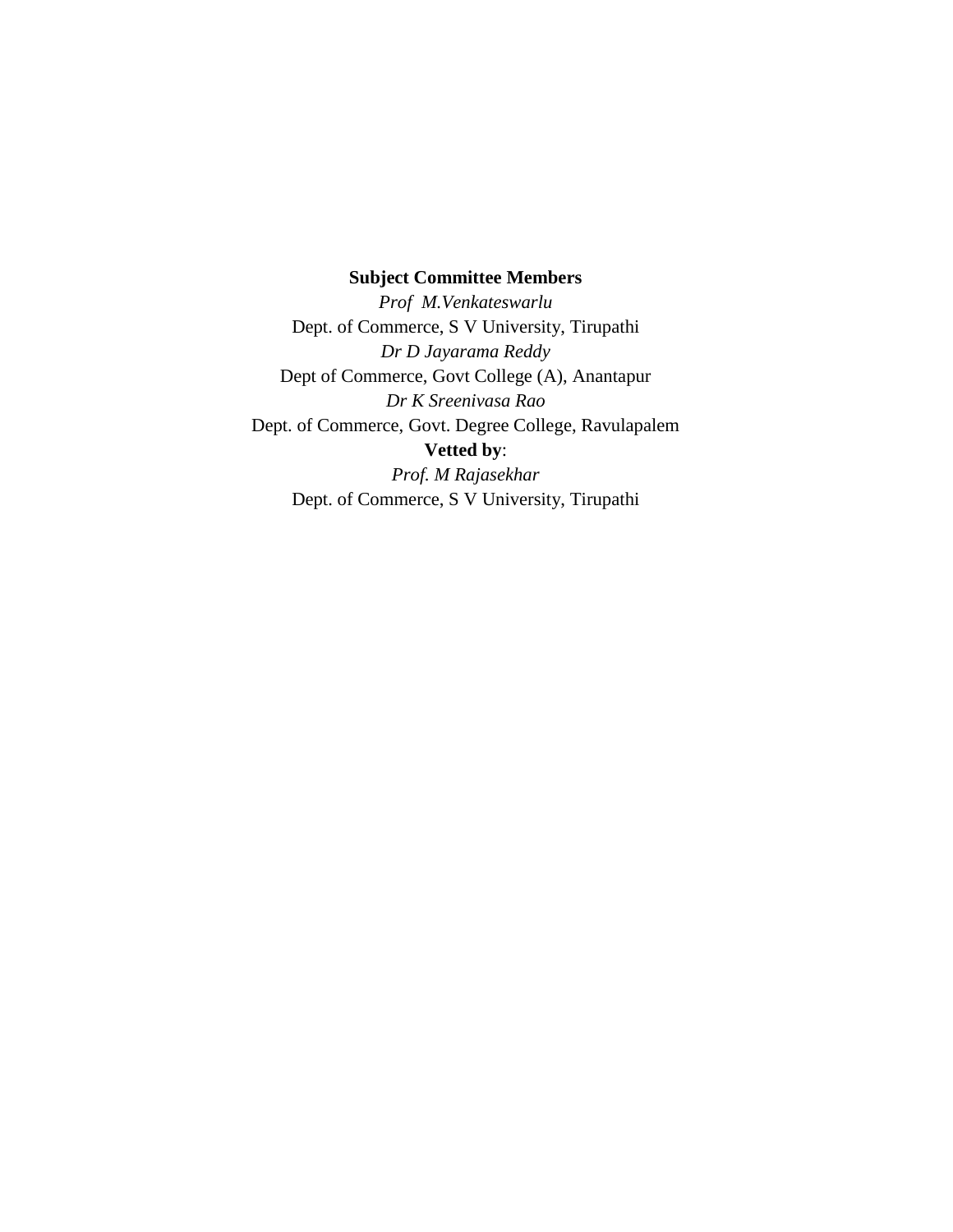**Subject Committee Members**

*Prof  M.Venkateswarlu*

Dept. of Commerce, S V University, Tirupathi

*Dr D Jayarama Reddy*

Dept of Commerce, Govt College (A), Anantapur

*Dr K Sreenivasa Rao*

Dept. of Commerce, Govt. Degree College, Ravulapalem

**Vetted by**:

*Prof. M Rajasekhar*

Dept. of Commerce, S V University, Tirupathi